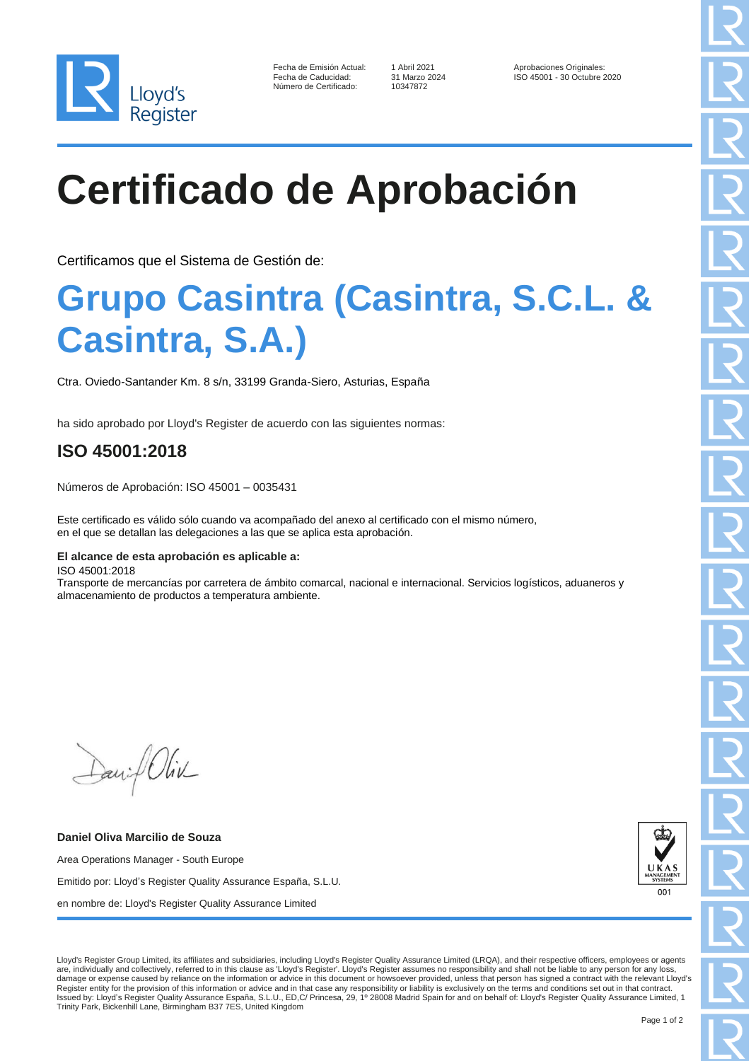Lloyd's Register

Fecha de Emisión Actual: 1 Abril 2021
Fecha de Caducidad: 31 Marzo 2024
Número de Certificado: 10347872

Aprobaciones Originales:
ISO 45001 - 30 Octubre 2020

# Certificado de Aprobación

Certificamos que el Sistema de Gestión de:

## Grupo Casintra (Casintra, S.C.L. & Casintra, S.A.)

Ctra. Oviedo-Santander Km. 8 s/n, 33199 Granda-Siero, Asturias, España

ha sido aprobado por Lloyd's Register de acuerdo con las siguientes normas:

### ISO 45001:2018

Números de Aprobación: ISO 45001 – 0035431

Este certificado es válido sólo cuando va acompañado del anexo al certificado con el mismo número, en el que se detallan las delegaciones a las que se aplica esta aprobación.

**El alcance de esta aprobación es aplicable a:**
ISO 45001:2018
Transporte de mercancías por carretera de ámbito comarcal, nacional e internacional. Servicios logísticos, aduaneros y almacenamiento de productos a temperatura ambiente.

**Daniel Oliva Marcilio de Souza**

Area Operations Manager - South Europe

Emitido por: Lloyd's Register Quality Assurance España, S.L.U.

en nombre de: Lloyd's Register Quality Assurance Limited

UKAS MANAGEMENT SYSTEMS
001

Lloyd's Register Group Limited, its affiliates and subsidiaries, including Lloyd's Register Quality Assurance Limited (LRQA), and their respective officers, employees or agents are, individually and collectively, referred to in this clause as 'Lloyd's Register'. Lloyd's Register assumes no responsibility and shall not be liable to any person for any loss, damage or expense caused by reliance on the information or advice in this document or howsoever provided, unless that person has signed a contract with the relevant Lloyd's Register entity for the provision of this information or advice and in that case any responsibility or liability is exclusively on the terms and conditions set out in that contract.
Issued by: Lloyd's Register Quality Assurance España, S.L.U., ED,C/ Princesa, 29, 1º 28008 Madrid Spain for and on behalf of: Lloyd's Register Quality Assurance Limited, 1 Trinity Park, Bickenhill Lane, Birmingham B37 7ES, United Kingdom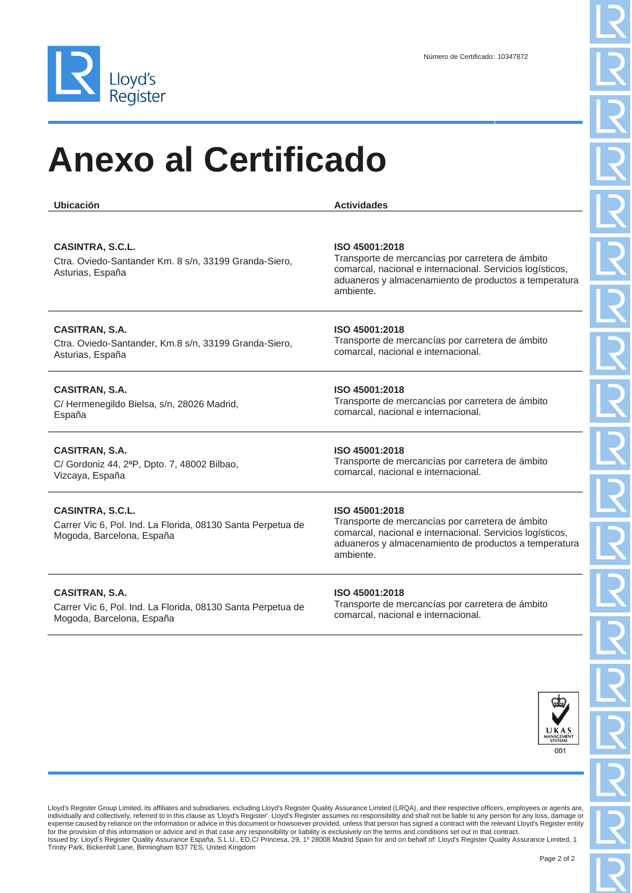Número de Certificado: 10347872

# Anexo al Certificado

| Ubicación | Actividades |
|---|---|
| **CASINTRA, S.C.L.**<br>Ctra. Oviedo-Santander Km. 8 s/n, 33199 Granda-Siero, Asturias, España | **ISO 45001:2018**<br>Transporte de mercancías por carretera de ámbito comarcal, nacional e internacional. Servicios logísticos, aduaneros y almacenamiento de productos a temperatura ambiente. |
| **CASITRAN, S.A.**<br>Ctra. Oviedo-Santander, Km.8 s/n, 33199 Granda-Siero, Asturias, España | **ISO 45001:2018**<br>Transporte de mercancías por carretera de ámbito comarcal, nacional e internacional. |
| **CASITRAN, S.A.**<br>C/ Hermenegildo Bielsa, s/n, 28026 Madrid, España | **ISO 45001:2018**<br>Transporte de mercancías por carretera de ámbito comarcal, nacional e internacional. |
| **CASITRAN, S.A.**<br>C/ Gordoniz 44, 2ªP, Dpto. 7, 48002 Bilbao, Vizcaya, España | **ISO 45001:2018**<br>Transporte de mercancías por carretera de ámbito comarcal, nacional e internacional. |
| **CASINTRA, S.C.L.**<br>Carrer Vic 6, Pol. Ind. La Florida, 08130 Santa Perpetua de Mogoda, Barcelona, España | **ISO 45001:2018**<br>Transporte de mercancías por carretera de ámbito comarcal, nacional e internacional. Servicios logísticos, aduaneros y almacenamiento de productos a temperatura ambiente. |
| **CASITRAN, S.A.**<br>Carrer Vic 6, Pol. Ind. La Florida, 08130 Santa Perpetua de Mogoda, Barcelona, España | **ISO 45001:2018**<br>Transporte de mercancías por carretera de ámbito comarcal, nacional e internacional. |

UKAS MANAGEMENT SYSTEMS 001

Lloyd's Register Group Limited, its affiliates and subsidiaries, including Lloyd's Register Quality Assurance Limited (LRQA), and their respective officers, employees or agents are, individually and collectively, referred to in this clause as 'Lloyd's Register'. Lloyd's Register assumes no responsibility and shall not be liable to any person for any loss, damage or expense caused by reliance on the information or advice in this document or howsoever provided, unless that person has signed a contract with the relevant Lloyd's Register entity for the provision of this information or advice and in that case any responsibility or liability is exclusively on the terms and conditions set out in that contract.
Issued by: Lloyd's Register Quality Assurance España, S.L.U., ED,C/ Princesa, 29, 1º 28008 Madrid Spain for and on behalf of: Lloyd's Register Quality Assurance Limited, 1 Trinity Park, Bickenhill Lane, Birmingham B37 7ES, United Kingdom